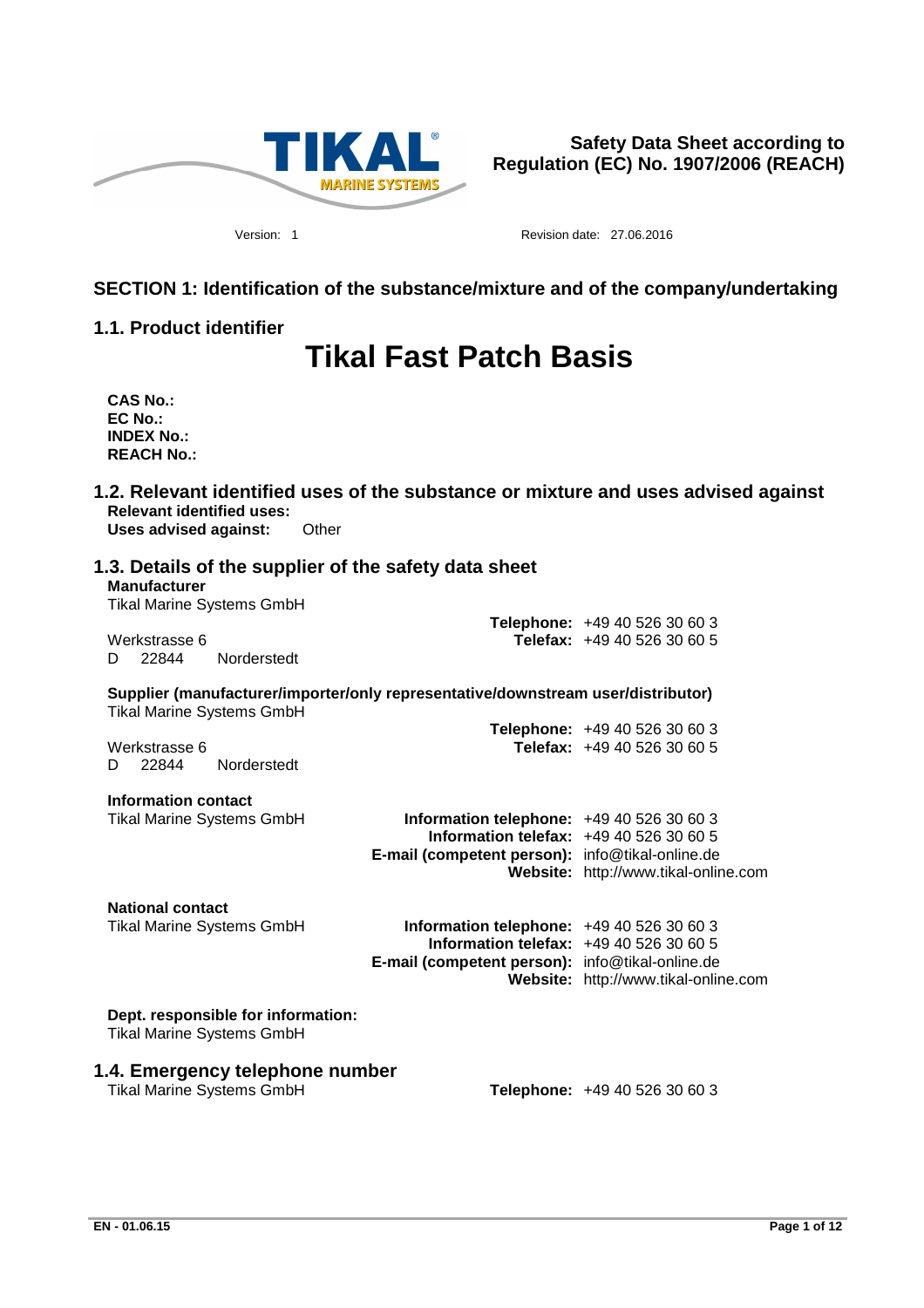**Safety Data Sheet according to Regulation (EC) No. 1907/2006 (REACH)**

Version: 1 Revision date: 27.06.2016

## SECTION 1: Identification of the substance/mixture and of the company/undertaking

### 1.1. Product identifier

# Tikal Fast Patch Basis

**CAS No.:**
**EC No.:**
**INDEX No.:**
**REACH No.:**

### 1.2. Relevant identified uses of the substance or mixture and uses advised against

**Relevant identified uses:**
**Uses advised against:** Other

### 1.3. Details of the supplier of the safety data sheet

**Manufacturer**
Tikal Marine Systems GmbH
Werkstrasse 6
D 22844 Norderstedt

**Telephone:** +49 40 526 30 60 3
**Telefax:** +49 40 526 30 60 5

**Supplier (manufacturer/importer/only representative/downstream user/distributor)**
Tikal Marine Systems GmbH
Werkstrasse 6
D 22844 Norderstedt

**Telephone:** +49 40 526 30 60 3
**Telefax:** +49 40 526 30 60 5

**Information contact**
Tikal Marine Systems GmbH

**Information telephone:** +49 40 526 30 60 3
**Information telefax:** +49 40 526 30 60 5
**E-mail (competent person):** info@tikal-online.de
**Website:** http://www.tikal-online.com

**National contact**
Tikal Marine Systems GmbH

**Information telephone:** +49 40 526 30 60 3
**Information telefax:** +49 40 526 30 60 5
**E-mail (competent person):** info@tikal-online.de
**Website:** http://www.tikal-online.com

**Dept. responsible for information:**
Tikal Marine Systems GmbH

### 1.4. Emergency telephone number

Tikal Marine Systems GmbH **Telephone:** +49 40 526 30 60 3

EN - 01.06.15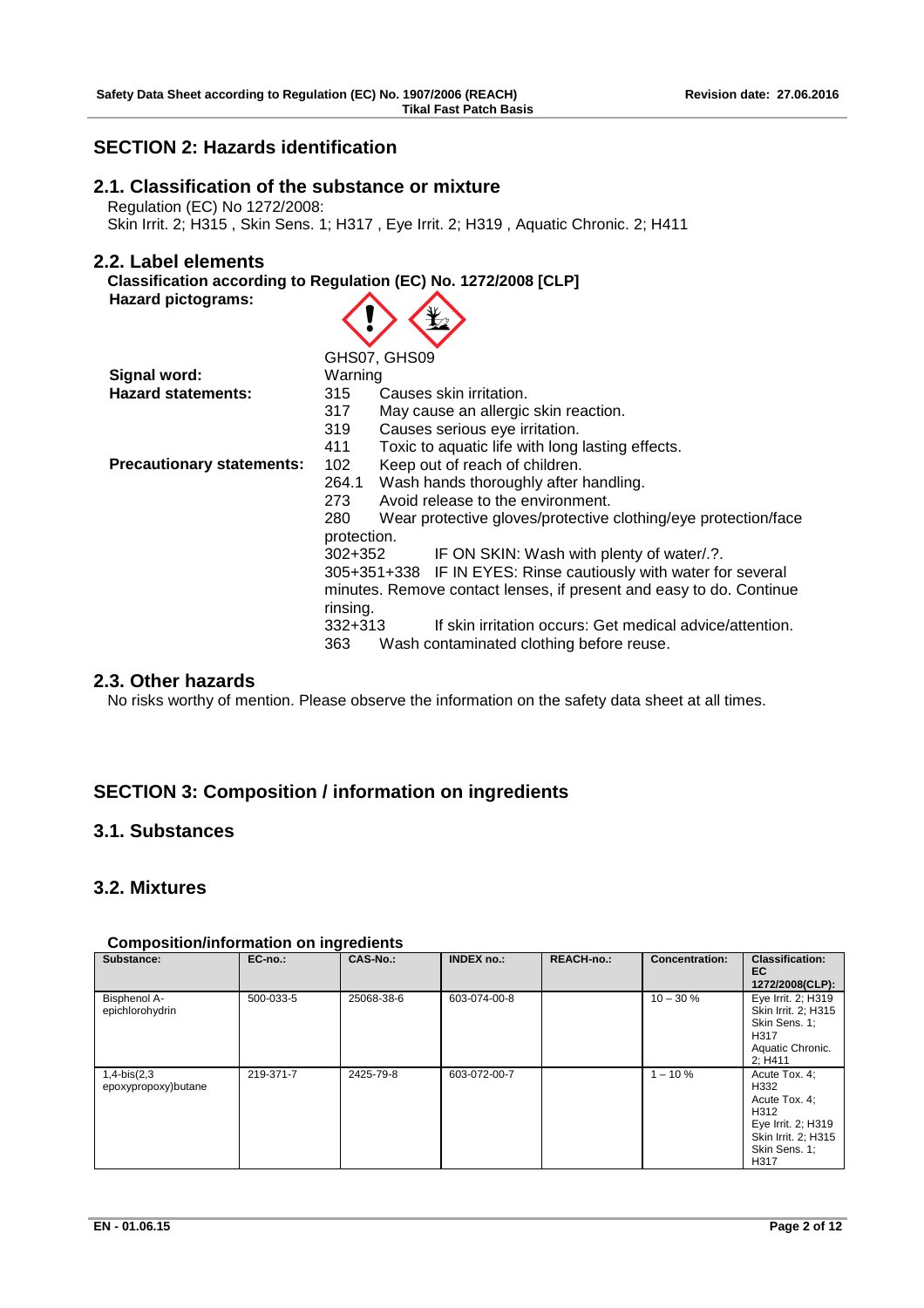## SECTION 2: Hazards identification

### 2.1. Classification of the substance or mixture

Regulation (EC) No 1272/2008:
Skin Irrit. 2; H315 , Skin Sens. 1; H317 , Eye Irrit. 2; H319 , Aquatic Chronic. 2; H411

### 2.2. Label elements

**Classification according to Regulation (EC) No. 1272/2008 [CLP]**

**Hazard pictograms:**

GHS07, GHS09

**Signal word:** Warning

**Hazard statements:**
315 Causes skin irritation.
317 May cause an allergic skin reaction.
319 Causes serious eye irritation.
411 Toxic to aquatic life with long lasting effects.

**Precautionary statements:**
102 Keep out of reach of children.
264.1 Wash hands thoroughly after handling.
273 Avoid release to the environment.
280 Wear protective gloves/protective clothing/eye protection/face protection.
302+352 IF ON SKIN: Wash with plenty of water/.?.
305+351+338 IF IN EYES: Rinse cautiously with water for several minutes. Remove contact lenses, if present and easy to do. Continue rinsing.
332+313 If skin irritation occurs: Get medical advice/attention.
363 Wash contaminated clothing before reuse.

### 2.3. Other hazards

No risks worthy of mention. Please observe the information on the safety data sheet at all times.

## SECTION 3: Composition / information on ingredients

### 3.1. Substances

### 3.2. Mixtures

**Composition/information on ingredients**

| Substance: | EC-no.: | CAS-No.: | INDEX no.: | REACH-no.: | Concentration: | Classification: EC 1272/2008(CLP): |
|---|---|---|---|---|---|---|
| Bisphenol A-epichlorohydrin | 500-033-5 | 25068-38-6 | 603-074-00-8 | | 10 – 30 % | Eye Irrit. 2; H319 Skin Irrit. 2; H315 Skin Sens. 1; H317 Aquatic Chronic. 2; H411 |
| 1,4-bis(2,3 epoxypropoxy)butane | 219-371-7 | 2425-79-8 | 603-072-00-7 | | 1 – 10 % | Acute Tox. 4; H332 Acute Tox. 4; H312 Eye Irrit. 2; H319 Skin Irrit. 2; H315 Skin Sens. 1; H317 |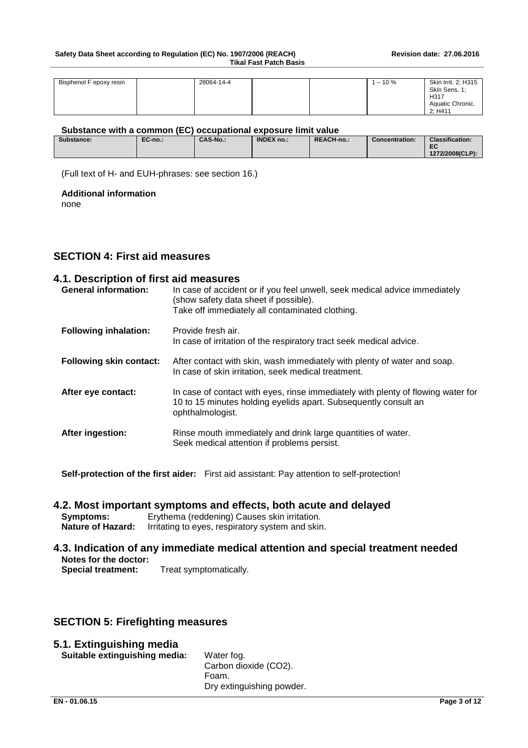| Bisphenol F epoxy resin | | 28064-14-4 | | | 1 – 10 % | Skin Irrit. 2; H315 Skin Sens. 1; H317 Aquatic Chronic. 2; H411 |
|---|---|---|---|---|---|---|

**Substance with a common (EC) occupational exposure limit value**

| Substance: | EC-no.: | CAS-No.: | INDEX no.: | REACH-no.: | Concentration: | Classification: EC 1272/2008(CLP): |
|---|---|---|---|---|---|---|

(Full text of H- and EUH-phrases: see section 16.)

**Additional information**

none

## SECTION 4: First aid measures

### 4.1. Description of first aid measures

**General information:** In case of accident or if you feel unwell, seek medical advice immediately (show safety data sheet if possible).
Take off immediately all contaminated clothing.

**Following inhalation:** Provide fresh air.
In case of irritation of the respiratory tract seek medical advice.

**Following skin contact:** After contact with skin, wash immediately with plenty of water and soap.
In case of skin irritation, seek medical treatment.

**After eye contact:** In case of contact with eyes, rinse immediately with plenty of flowing water for 10 to 15 minutes holding eyelids apart. Subsequently consult an ophthalmologist.

**After ingestion:** Rinse mouth immediately and drink large quantities of water.
Seek medical attention if problems persist.

**Self-protection of the first aider:** First aid assistant: Pay attention to self-protection!

### 4.2. Most important symptoms and effects, both acute and delayed

**Symptoms:** Erythema (reddening) Causes skin irritation.
**Nature of Hazard:** Irritating to eyes, respiratory system and skin.

### 4.3. Indication of any immediate medical attention and special treatment needed

**Notes for the doctor:**
**Special treatment:** Treat symptomatically.

## SECTION 5: Firefighting measures

### 5.1. Extinguishing media

**Suitable extinguishing media:** Water fog.
Carbon dioxide ($CO_2$).
Foam.
Dry extinguishing powder.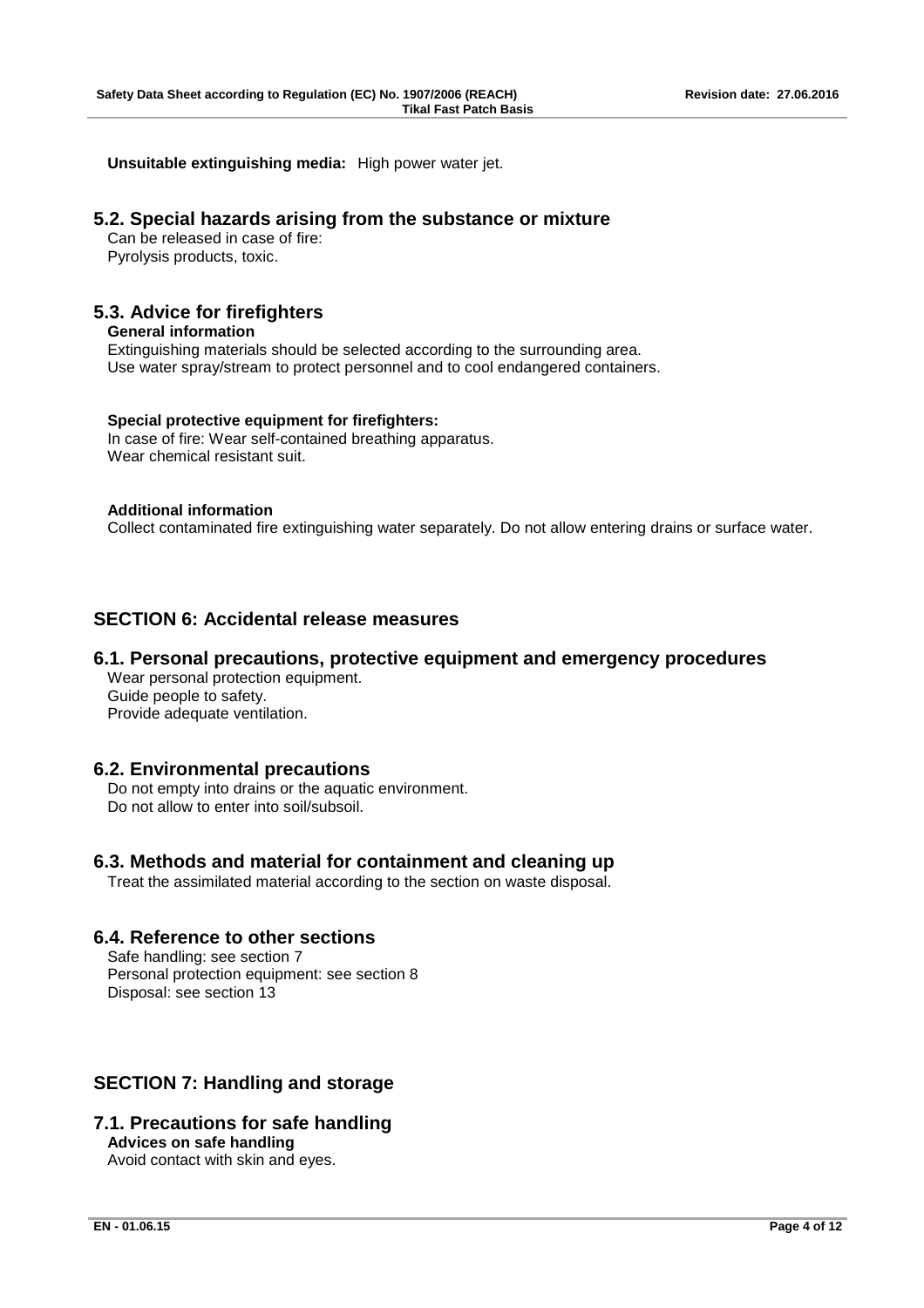**Unsuitable extinguishing media:** High power water jet.

## 5.2. Special hazards arising from the substance or mixture

Can be released in case of fire:
Pyrolysis products, toxic.

## 5.3. Advice for firefighters

**General information**

Extinguishing materials should be selected according to the surrounding area.
Use water spray/stream to protect personnel and to cool endangered containers.

**Special protective equipment for firefighters:**

In case of fire: Wear self-contained breathing apparatus.
Wear chemical resistant suit.

**Additional information**

Collect contaminated fire extinguishing water separately. Do not allow entering drains or surface water.

# SECTION 6: Accidental release measures

## 6.1. Personal precautions, protective equipment and emergency procedures

Wear personal protection equipment.
Guide people to safety.
Provide adequate ventilation.

## 6.2. Environmental precautions

Do not empty into drains or the aquatic environment.
Do not allow to enter into soil/subsoil.

## 6.3. Methods and material for containment and cleaning up

Treat the assimilated material according to the section on waste disposal.

## 6.4. Reference to other sections

Safe handling: see section 7
Personal protection equipment: see section 8
Disposal: see section 13

# SECTION 7: Handling and storage

## 7.1. Precautions for safe handling

**Advices on safe handling**

Avoid contact with skin and eyes.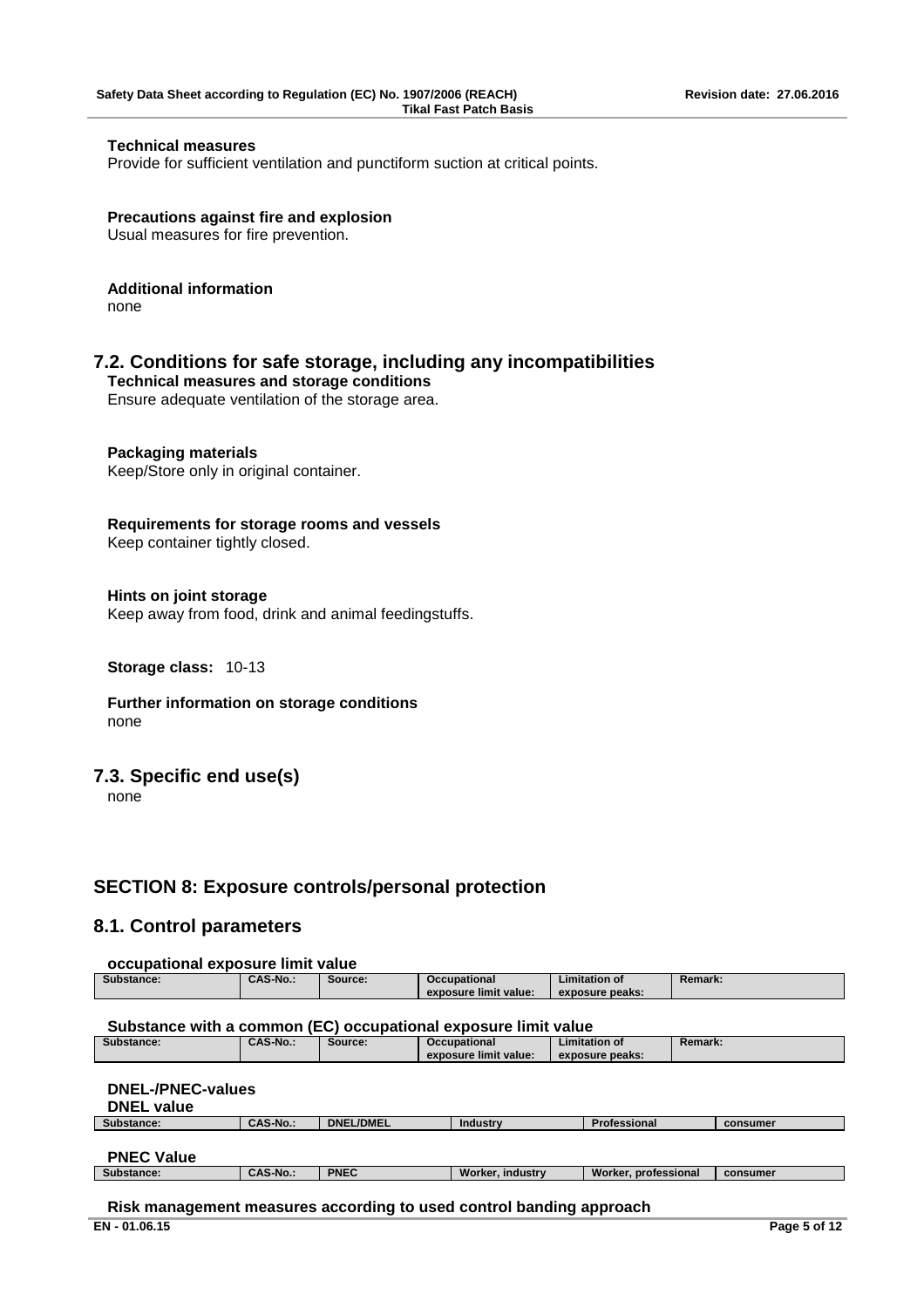**Technical measures**

Provide for sufficient ventilation and punctiform suction at critical points.

**Precautions against fire and explosion**

Usual measures for fire prevention.

**Additional information**

none

## 7.2. Conditions for safe storage, including any incompatibilities

**Technical measures and storage conditions**

Ensure adequate ventilation of the storage area.

**Packaging materials**

Keep/Store only in original container.

**Requirements for storage rooms and vessels**

Keep container tightly closed.

**Hints on joint storage**

Keep away from food, drink and animal feedingstuffs.

**Storage class:** 10-13

**Further information on storage conditions**

none

## 7.3. Specific end use(s)

none

# SECTION 8: Exposure controls/personal protection

## 8.1. Control parameters

**occupational exposure limit value**

| Substance: | CAS-No.: | Source: | Occupational exposure limit value: | Limitation of exposure peaks: | Remark: |
|---|---|---|---|---|---|

**Substance with a common (EC) occupational exposure limit value**

| Substance: | CAS-No.: | Source: | Occupational exposure limit value: | Limitation of exposure peaks: | Remark: |
|---|---|---|---|---|---|

**DNEL-/PNEC-values**

**DNEL value**

| Substance: | CAS-No.: | DNEL/DMEL | Industry | Professional | consumer |
|---|---|---|---|---|---|

**PNEC Value**

| Substance: | CAS-No.: | PNEC | Worker, industry | Worker, professional | consumer |
|---|---|---|---|---|---|

**Risk management measures according to used control banding approach**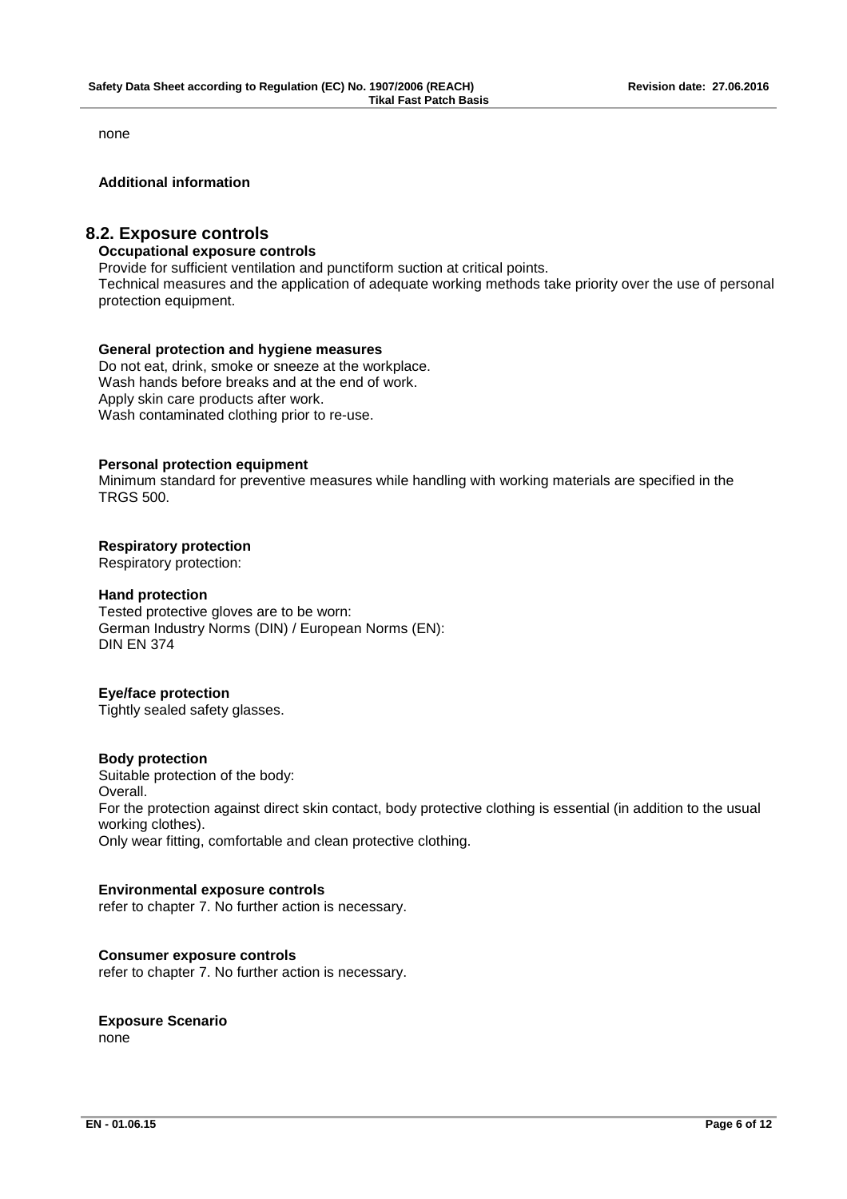none

**Additional information**

## 8.2. Exposure controls

**Occupational exposure controls**

Provide for sufficient ventilation and punctiform suction at critical points.
Technical measures and the application of adequate working methods take priority over the use of personal protection equipment.

**General protection and hygiene measures**

Do not eat, drink, smoke or sneeze at the workplace.
Wash hands before breaks and at the end of work.
Apply skin care products after work.
Wash contaminated clothing prior to re-use.

**Personal protection equipment**

Minimum standard for preventive measures while handling with working materials are specified in the TRGS 500.

**Respiratory protection**

Respiratory protection:

**Hand protection**

Tested protective gloves are to be worn:
German Industry Norms (DIN) / European Norms (EN):
DIN EN 374

**Eye/face protection**

Tightly sealed safety glasses.

**Body protection**

Suitable protection of the body:
Overall.
For the protection against direct skin contact, body protective clothing is essential (in addition to the usual working clothes).
Only wear fitting, comfortable and clean protective clothing.

**Environmental exposure controls**

refer to chapter 7. No further action is necessary.

**Consumer exposure controls**

refer to chapter 7. No further action is necessary.

**Exposure Scenario**

none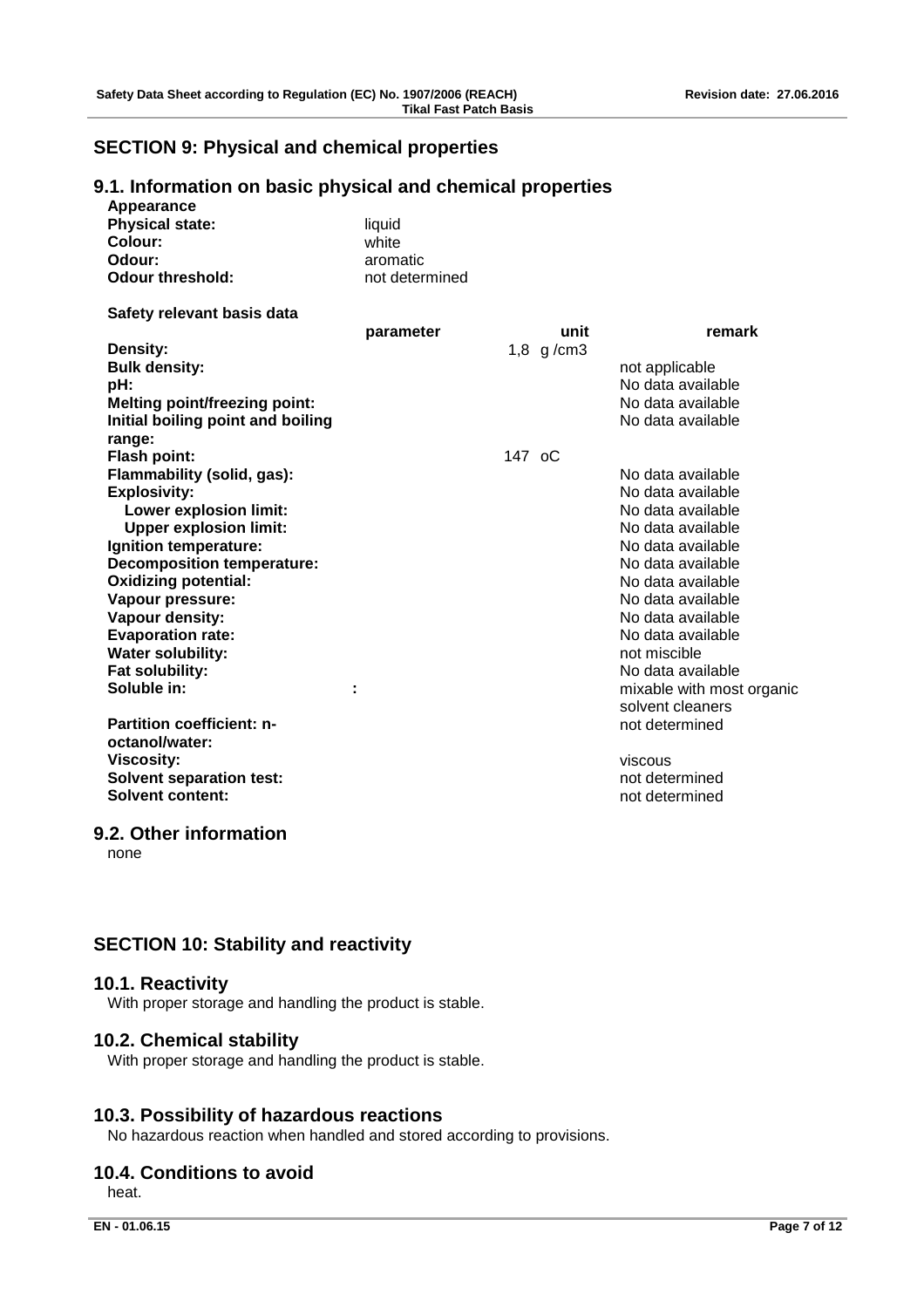## SECTION 9: Physical and chemical properties

### 9.1. Information on basic physical and chemical properties

**Appearance**

**Physical state:** liquid
**Colour:** white
**Odour:** aromatic
**Odour threshold:** not determined

**Safety relevant basis data**

| | parameter | unit | remark |
|---|---|---|---|
| **Density:** | | 1,8 g /cm3 | |
| **Bulk density:** | | | not applicable |
| **pH:** | | | No data available |
| **Melting point/freezing point:** | | | No data available |
| **Initial boiling point and boiling range:** | | | No data available |
| **Flash point:** | | 147 oC | |
| **Flammability (solid, gas):** | | | No data available |
| **Explosivity:** | | | No data available |
| **Lower explosion limit:** | | | No data available |
| **Upper explosion limit:** | | | No data available |
| **Ignition temperature:** | | | No data available |
| **Decomposition temperature:** | | | No data available |
| **Oxidizing potential:** | | | No data available |
| **Vapour pressure:** | | | No data available |
| **Vapour density:** | | | No data available |
| **Evaporation rate:** | | | No data available |
| **Water solubility:** | | | not miscible |
| **Fat solubility:** | | | No data available |
| **Soluble in:** | : | | mixable with most organic solvent cleaners |
| **Partition coefficient: n-octanol/water:** | | | not determined |
| **Viscosity:** | | | viscous |
| **Solvent separation test:** | | | not determined |
| **Solvent content:** | | | not determined |

### 9.2. Other information

none

## SECTION 10: Stability and reactivity

### 10.1. Reactivity

With proper storage and handling the product is stable.

### 10.2. Chemical stability

With proper storage and handling the product is stable.

### 10.3. Possibility of hazardous reactions

No hazardous reaction when handled and stored according to provisions.

### 10.4. Conditions to avoid

heat.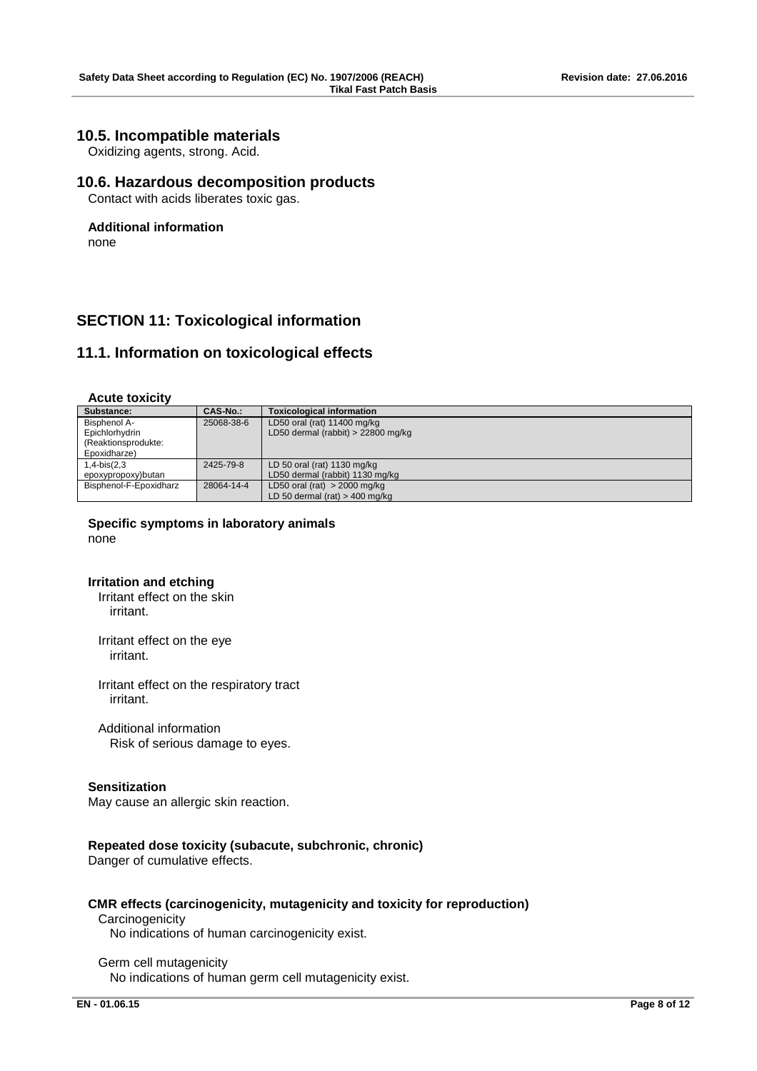## 10.5. Incompatible materials

Oxidizing agents, strong. Acid.

## 10.6. Hazardous decomposition products

Contact with acids liberates toxic gas.

**Additional information**

none

# SECTION 11: Toxicological information

## 11.1. Information on toxicological effects

**Acute toxicity**

| Substance: | CAS-No.: | Toxicological information |
|---|---|---|
| Bisphenol A-Epichlorhydrin (Reaktionsprodukte: Epoxidharze) | 25068-38-6 | LD50 oral (rat) 11400 mg/kg<br>LD50 dermal (rabbit) > 22800 mg/kg |
| 1,4-bis(2,3 epoxypropoxy)butan | 2425-79-8 | LD 50 oral (rat) 1130 mg/kg<br>LD50 dermal (rabbit) 1130 mg/kg |
| Bisphenol-F-Epoxidharz | 28064-14-4 | LD50 oral (rat) > 2000 mg/kg<br>LD 50 dermal (rat) > 400 mg/kg |

**Specific symptoms in laboratory animals**

none

**Irritation and etching**

Irritant effect on the skin
irritant.

Irritant effect on the eye
irritant.

Irritant effect on the respiratory tract
irritant.

Additional information
Risk of serious damage to eyes.

**Sensitization**

May cause an allergic skin reaction.

**Repeated dose toxicity (subacute, subchronic, chronic)**

Danger of cumulative effects.

**CMR effects (carcinogenicity, mutagenicity and toxicity for reproduction)**

Carcinogenicity
No indications of human carcinogenicity exist.

Germ cell mutagenicity
No indications of human germ cell mutagenicity exist.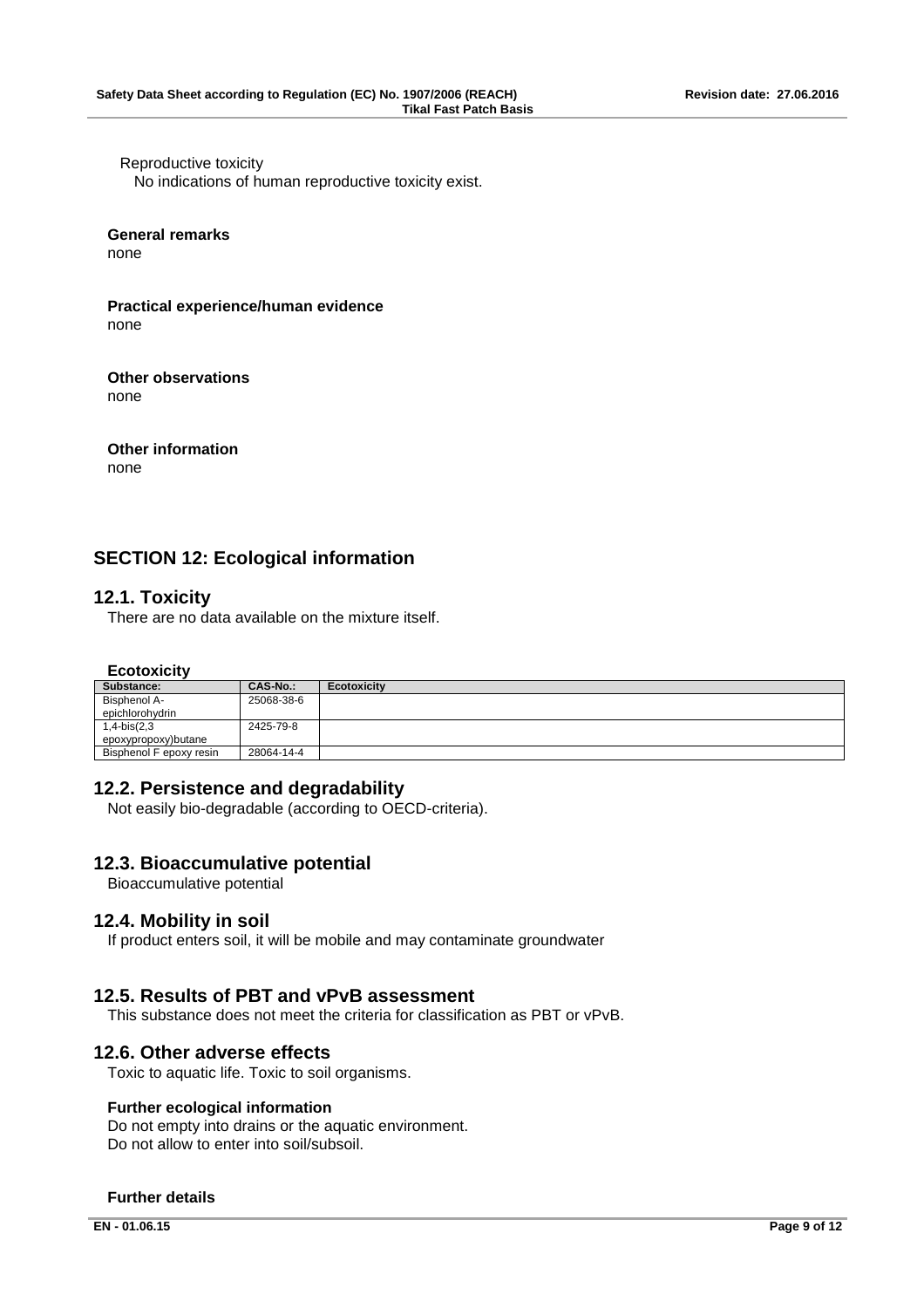Reproductive toxicity

No indications of human reproductive toxicity exist.

**General remarks**

none

**Practical experience/human evidence**

none

**Other observations**

none

**Other information**

none

## SECTION 12: Ecological information

### 12.1. Toxicity

There are no data available on the mixture itself.

**Ecotoxicity**

| Substance: | CAS-No.: | Ecotoxicity |
|---|---|---|
| Bisphenol A-epichlorohydrin | 25068-38-6 | |
| 1,4-bis(2,3 epoxypropoxy)butane | 2425-79-8 | |
| Bisphenol F epoxy resin | 28064-14-4 | |

### 12.2. Persistence and degradability

Not easily bio-degradable (according to OECD-criteria).

### 12.3. Bioaccumulative potential

Bioaccumulative potential

### 12.4. Mobility in soil

If product enters soil, it will be mobile and may contaminate groundwater

### 12.5. Results of PBT and vPvB assessment

This substance does not meet the criteria for classification as PBT or vPvB.

### 12.6. Other adverse effects

Toxic to aquatic life. Toxic to soil organisms.

**Further ecological information**

Do not empty into drains or the aquatic environment.
Do not allow to enter into soil/subsoil.

**Further details**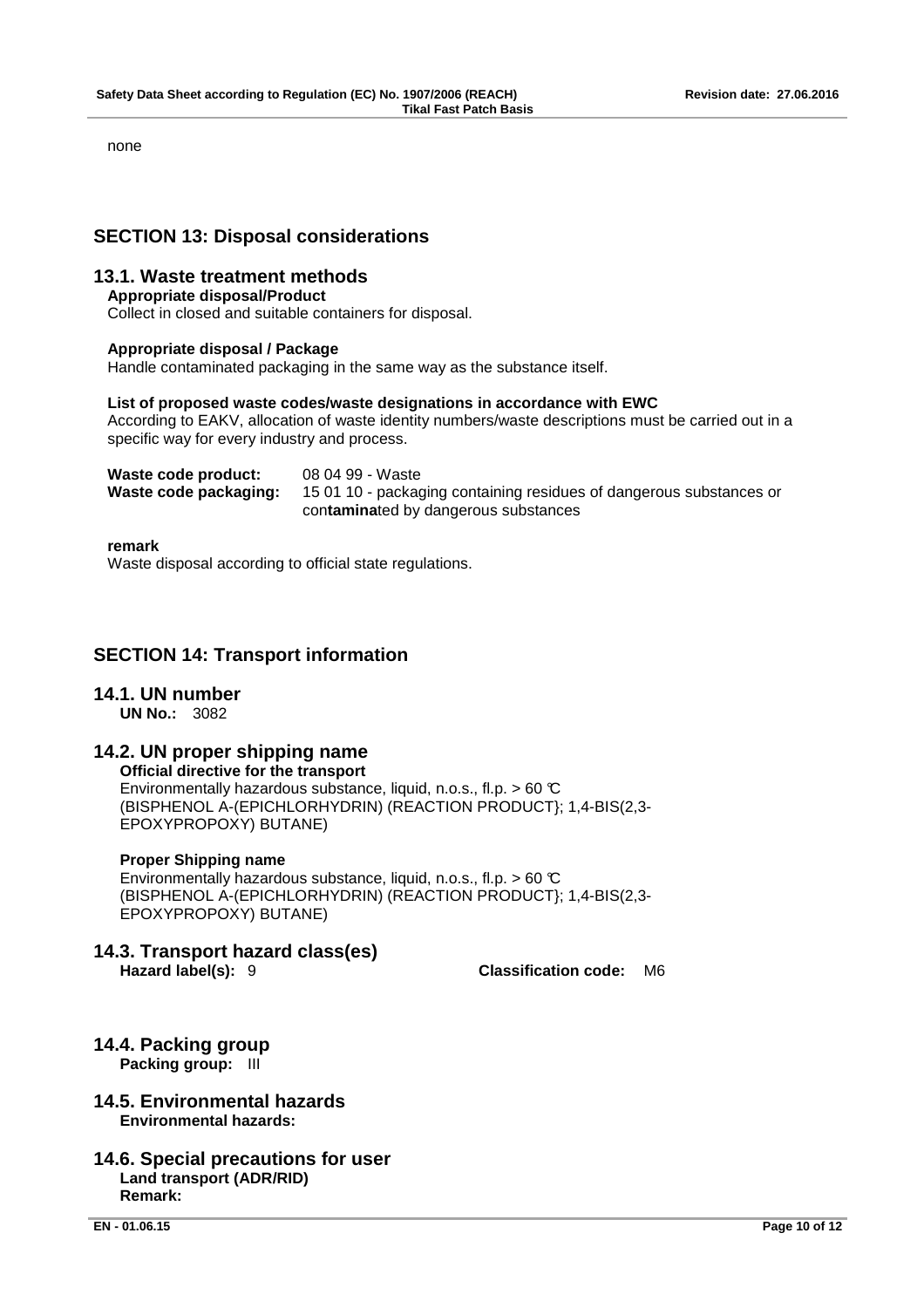none

## SECTION 13: Disposal considerations

### 13.1. Waste treatment methods

**Appropriate disposal/Product**

Collect in closed and suitable containers for disposal.

**Appropriate disposal / Package**

Handle contaminated packaging in the same way as the substance itself.

**List of proposed waste codes/waste designations in accordance with EWC**

According to EAKV, allocation of waste identity numbers/waste descriptions must be carried out in a specific way for every industry and process.

| | |
|---|---|
| **Waste code product:** | 08 04 99 - Waste |
| **Waste code packaging:** | 15 01 10 - packaging containing residues of dangerous substances or con**tamina**ted by dangerous substances |

**remark**

Waste disposal according to official state regulations.

## SECTION 14: Transport information

### 14.1. UN number

**UN No.:** 3082

### 14.2. UN proper shipping name

**Official directive for the transport**

Environmentally hazardous substance, liquid, n.o.s., fl.p. > 60 °C (BISPHENOL A-(EPICHLORHYDRIN) (REACTION PRODUCT}; 1,4-BIS(2,3-EPOXYPROPOXY) BUTANE)

**Proper Shipping name**

Environmentally hazardous substance, liquid, n.o.s., fl.p. > 60 °C (BISPHENOL A-(EPICHLORHYDRIN) (REACTION PRODUCT}; 1,4-BIS(2,3-EPOXYPROPOXY) BUTANE)

### 14.3. Transport hazard class(es)

**Hazard label(s):** 9 **Classification code:** M6

### 14.4. Packing group

**Packing group:** III

### 14.5. Environmental hazards

**Environmental hazards:**

### 14.6. Special precautions for user

**Land transport (ADR/RID)**

**Remark:**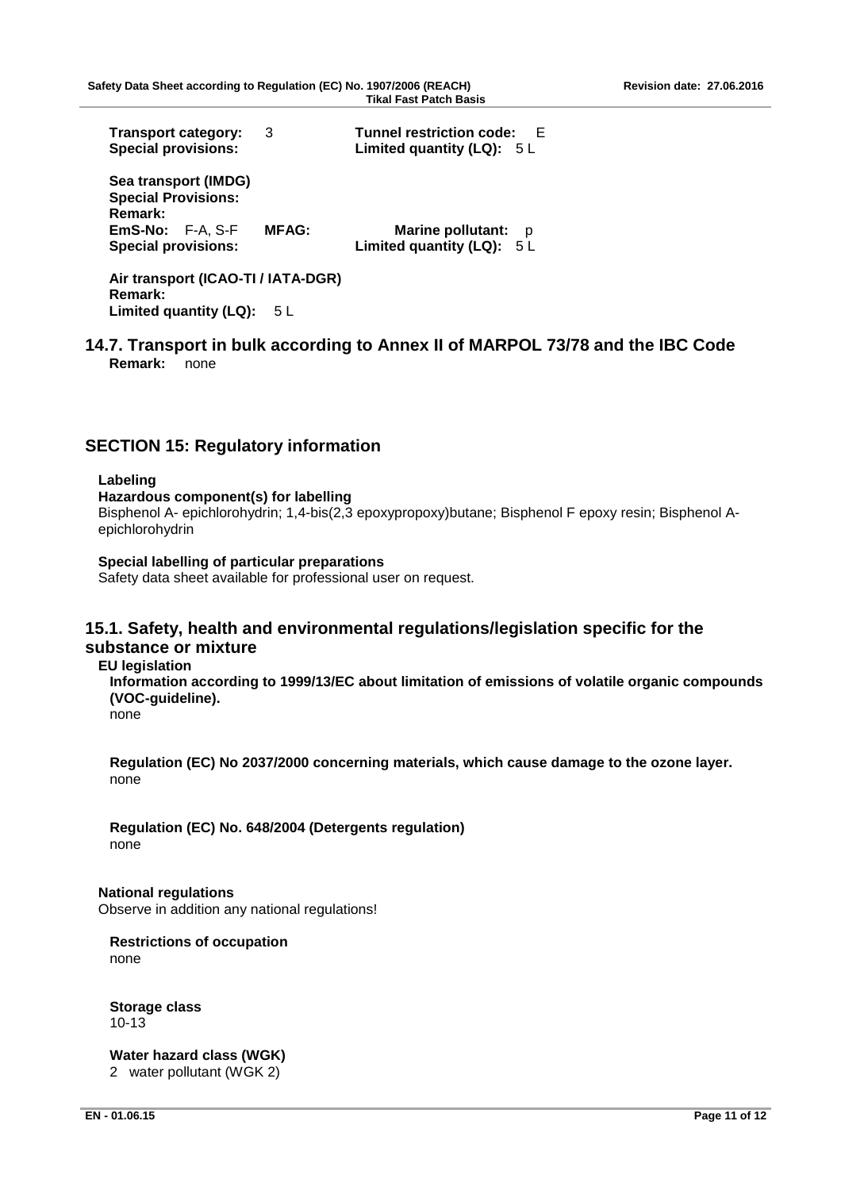**Transport category:** 3 **Tunnel restriction code:** E
**Special provisions:** **Limited quantity (LQ):** 5 L

**Sea transport (IMDG)**
**Special Provisions:**
**Remark:**
**EmS-No:** F-A, S-F **MFAG:** **Marine pollutant:** p
**Special provisions:** **Limited quantity (LQ):** 5 L

**Air transport (ICAO-TI / IATA-DGR)**
**Remark:**
**Limited quantity (LQ):** 5 L

## 14.7. Transport in bulk according to Annex II of MARPOL 73/78 and the IBC Code

**Remark:** none

## SECTION 15: Regulatory information

**Labeling**

**Hazardous component(s) for labelling**
Bisphenol A- epichlorohydrin; 1,4-bis(2,3 epoxypropoxy)butane; Bisphenol F epoxy resin; Bisphenol A-epichlorohydrin

**Special labelling of particular preparations**
Safety data sheet available for professional user on request.

## 15.1. Safety, health and environmental regulations/legislation specific for the substance or mixture

**EU legislation**

**Information according to 1999/13/EC about limitation of emissions of volatile organic compounds (VOC-guideline).**
none

**Regulation (EC) No 2037/2000 concerning materials, which cause damage to the ozone layer.**
none

**Regulation (EC) No. 648/2004 (Detergents regulation)**
none

**National regulations**
Observe in addition any national regulations!

**Restrictions of occupation**
none

**Storage class**
10-13

**Water hazard class (WGK)**
2 water pollutant (WGK 2)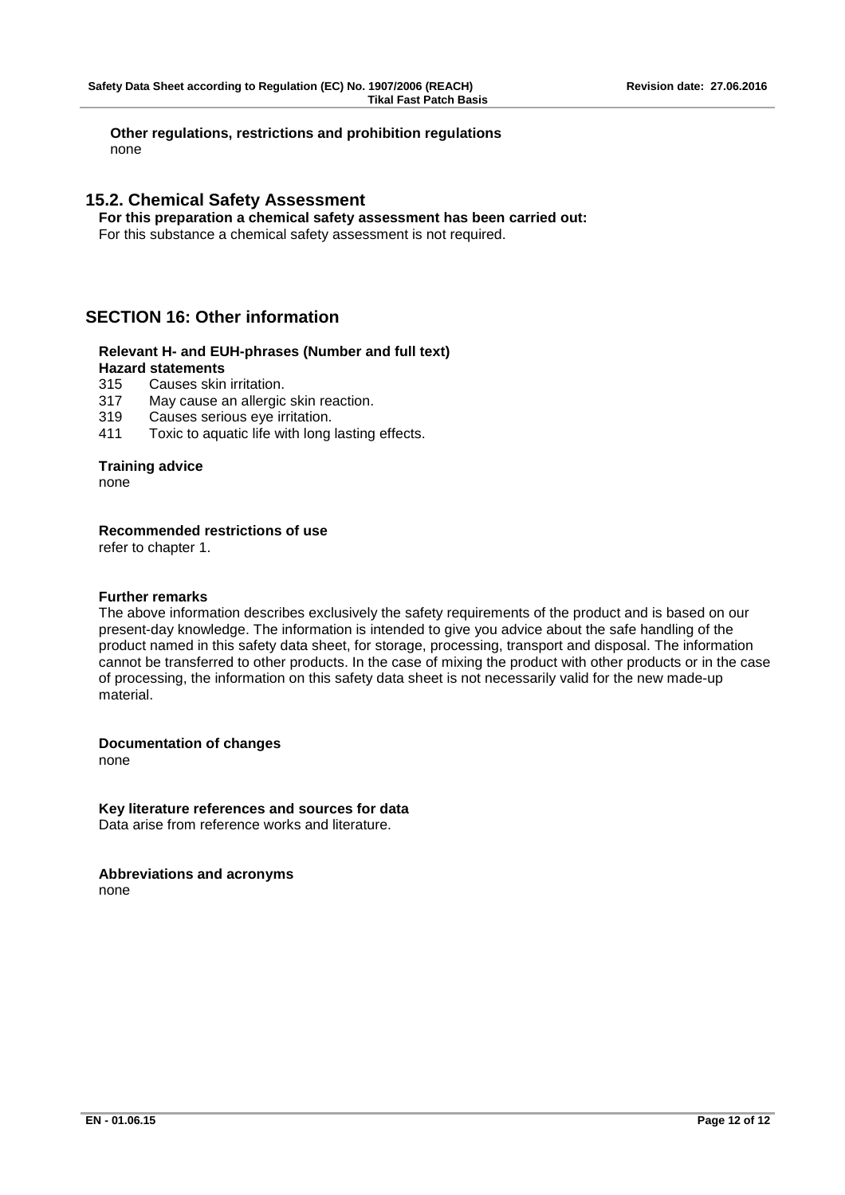**Other regulations, restrictions and prohibition regulations**
none

## 15.2. Chemical Safety Assessment

**For this preparation a chemical safety assessment has been carried out:**
For this substance a chemical safety assessment is not required.

## SECTION 16: Other information

**Relevant H- and EUH-phrases (Number and full text)**

**Hazard statements**

315 Causes skin irritation.
317 May cause an allergic skin reaction.
319 Causes serious eye irritation.
411 Toxic to aquatic life with long lasting effects.

**Training advice**
none

**Recommended restrictions of use**
refer to chapter 1.

**Further remarks**
The above information describes exclusively the safety requirements of the product and is based on our present-day knowledge. The information is intended to give you advice about the safe handling of the product named in this safety data sheet, for storage, processing, transport and disposal. The information cannot be transferred to other products. In the case of mixing the product with other products or in the case of processing, the information on this safety data sheet is not necessarily valid for the new made-up material.

**Documentation of changes**
none

**Key literature references and sources for data**
Data arise from reference works and literature.

**Abbreviations and acronyms**
none